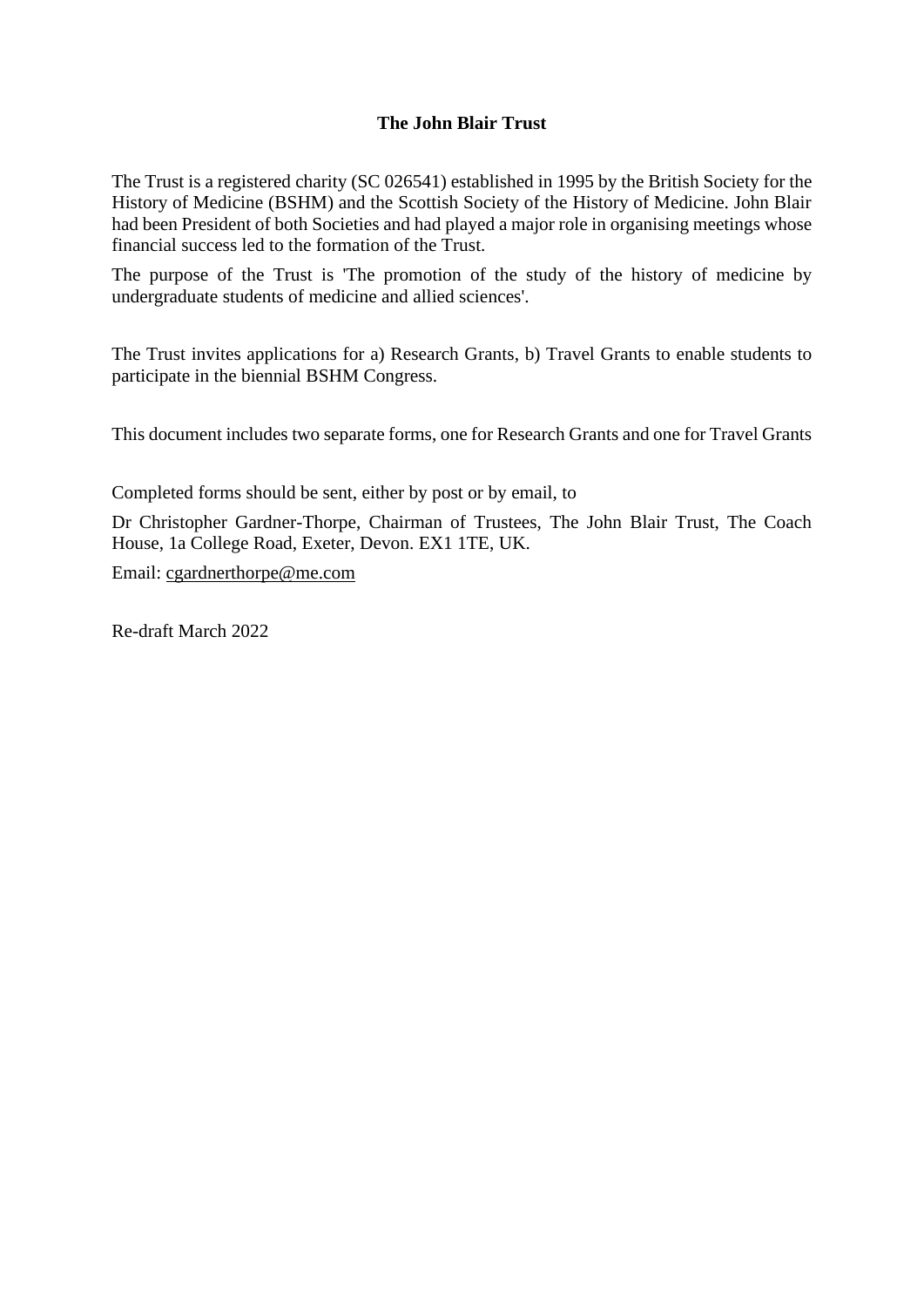# The John Blair Trust

The Trust is a registered charity (SC 026541) established in 1995 by the British Society for the History of Medicine (BSHM) and the Scottish Society of the History of Medicine. John Blair had been President of both Societies and had played a major role in organising meetings whose financial success led to the formation of the Trust.

The purpose of the Trust is 'The promotion of the study of the history of medicine by undergraduate students of medicine and allied sciences'.

The Trust invites applications for a) Research Grants, b) Travel Grants to enable students to participate in the biennial BSHM Congress.

This document includes two separate forms, one for Research Grants and one for Travel Grants

Completed forms should be sent, either by post or by email, to

Dr Christopher Gardner-Thorpe, Chairman of Trustees, The John Blair Trust, The Coach House, 1a College Road, Exeter, Devon. EX1 1TE, UK.

Email: cgardnerthorpe@me.com

Re-draft March 2022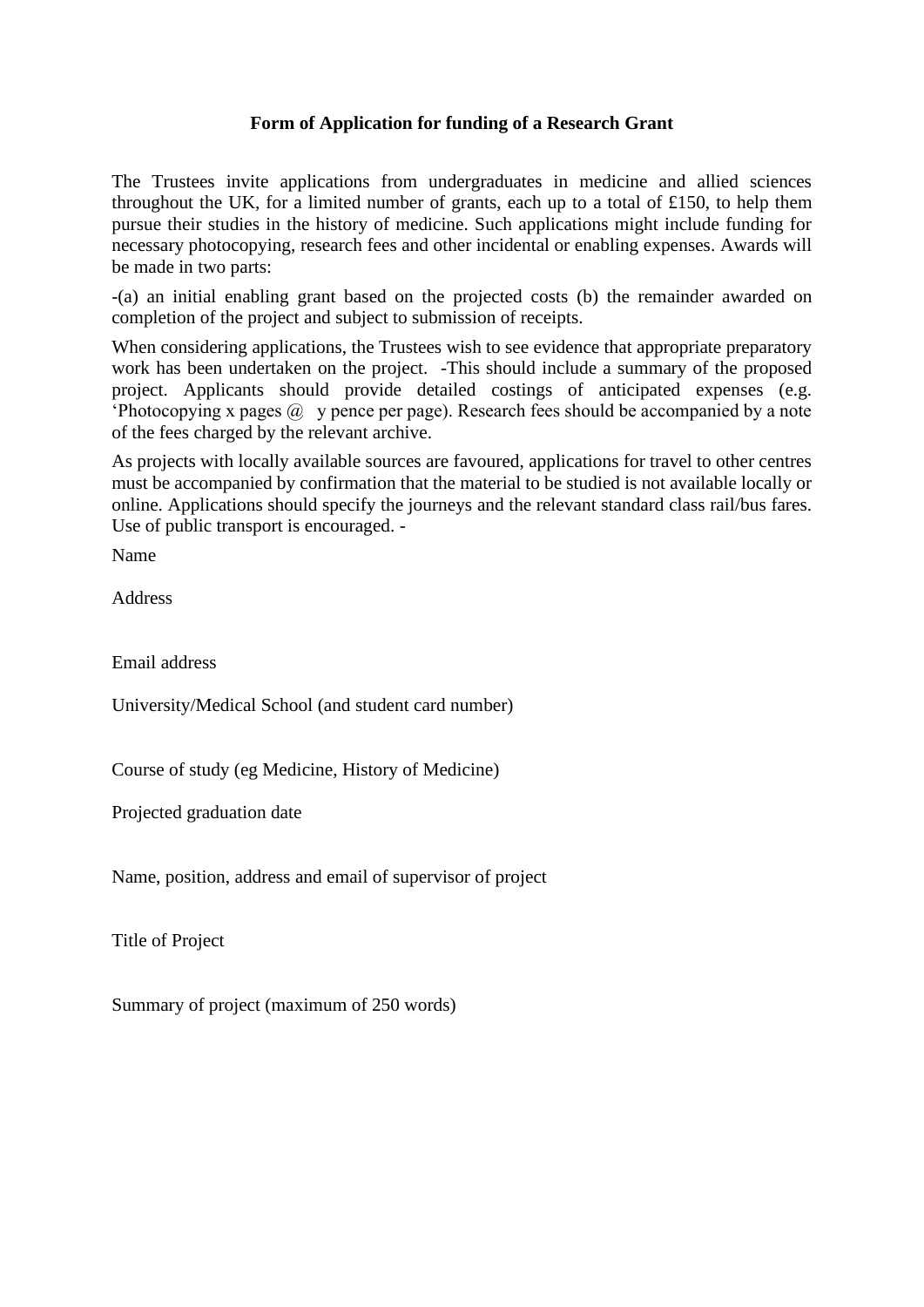**Form of Application for funding of a Research Grant**

The Trustees invite applications from undergraduates in medicine and allied sciences throughout the UK, for a limited number of grants, each up to a total of £150, to help them pursue their studies in the history of medicine. Such applications might include funding for necessary photocopying, research fees and other incidental or enabling expenses. Awards will be made in two parts:

-(a) an initial enabling grant based on the projected costs (b) the remainder awarded on completion of the project and subject to submission of receipts.

When considering applications, the Trustees wish to see evidence that appropriate preparatory work has been undertaken on the project. -This should include a summary of the proposed project. Applicants should provide detailed costings of anticipated expenses (e.g. 'Photocopying x pages @ y pence per page). Research fees should be accompanied by a note of the fees charged by the relevant archive.

As projects with locally available sources are favoured, applications for travel to other centres must be accompanied by confirmation that the material to be studied is not available locally or online. Applications should specify the journeys and the relevant standard class rail/bus fares. Use of public transport is encouraged. -

Name

Address

Email address

University/Medical School (and student card number)

Course of study (eg Medicine, History of Medicine)

Projected graduation date

Name, position, address and email of supervisor of project

Title of Project

Summary of project (maximum of 250 words)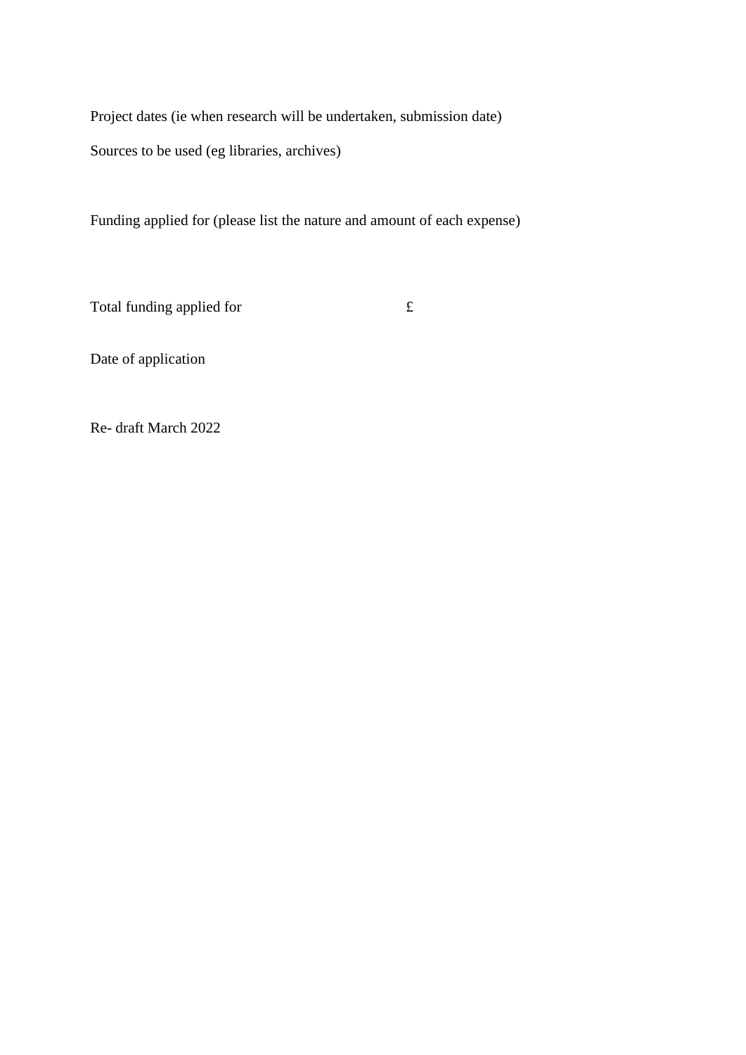Project dates (ie when research will be undertaken, submission date)

Sources to be used (eg libraries, archives)

Funding applied for (please list the nature and amount of each expense)

Total funding applied for £

Date of application

Re- draft March 2022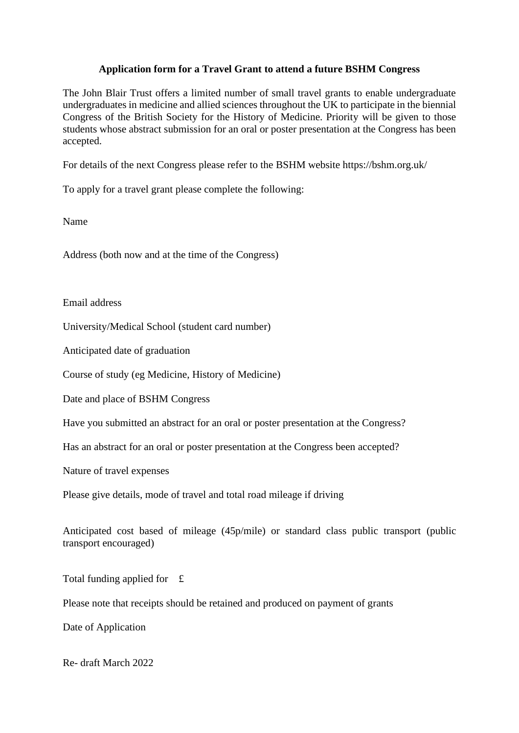**Application form for a Travel Grant to attend a future BSHM Congress**

The John Blair Trust offers a limited number of small travel grants to enable undergraduate undergraduates in medicine and allied sciences throughout the UK to participate in the biennial Congress of the British Society for the History of Medicine. Priority will be given to those students whose abstract submission for an oral or poster presentation at the Congress has been accepted.

For details of the next Congress please refer to the BSHM website https://bshm.org.uk/

To apply for a travel grant please complete the following:

Name

Address (both now and at the time of the Congress)

Email address

University/Medical School (student card number)

Anticipated date of graduation

Course of study (eg Medicine, History of Medicine)

Date and place of BSHM Congress

Have you submitted an abstract for an oral or poster presentation at the Congress?

Has an abstract for an oral or poster presentation at the Congress been accepted?

Nature of travel expenses

Please give details, mode of travel and total road mileage if driving

Anticipated cost based of mileage (45p/mile) or standard class public transport (public transport encouraged)

Total funding applied for £

Please note that receipts should be retained and produced on payment of grants

Date of Application

Re- draft March 2022